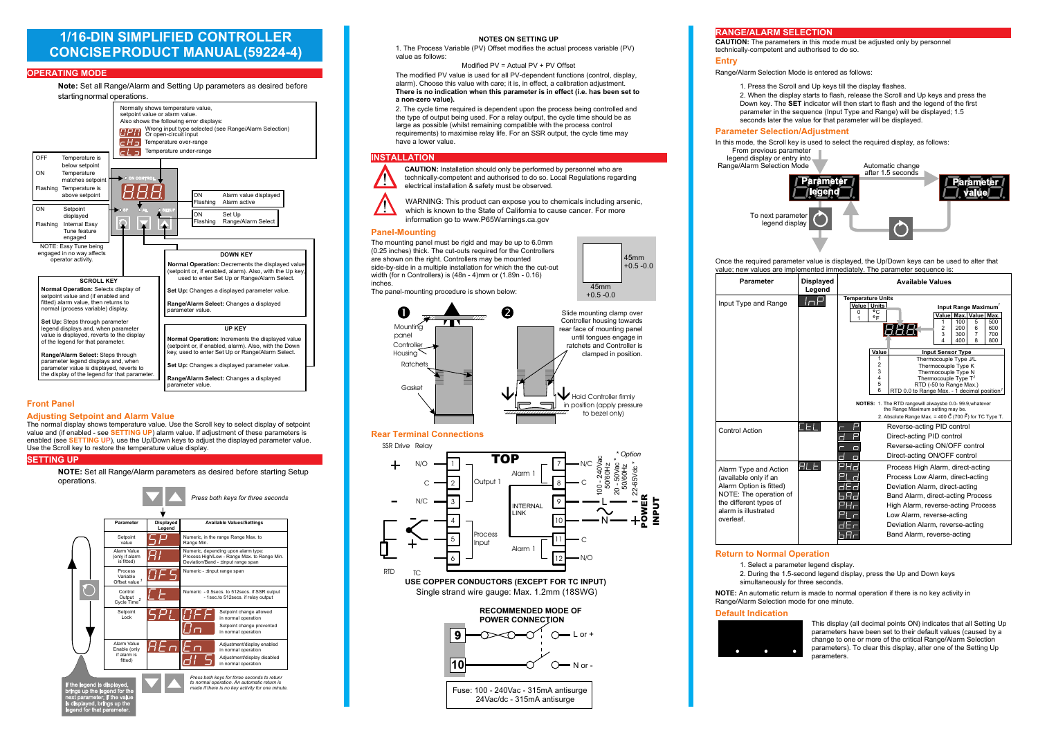# 1/16-DIN SIMPLIFIED CONTROLLER CONCISE PRODUCT MANUAL (59224-4)

## OPERATING MODE

**Note:** Set all Range/Alarm and Setting Up parameters as desired before starting normal operations.

Normally shows temperature value, setpoint value or alarm value.
Also shows the following error displays:

- OPn — Wrong input type selected (see Range/Alarm Selection) Or open-circuit input
- cHi — Temperature over-range
- cLo — Temperature under-range

| | |
|---|---|
| OFF | Temperature is below setpoint |
| ON | Temperature matches setpoint |
| Flashing | Temperature is above setpoint |

| | |
|---|---|
| ON | Alarm value displayed |
| Flashing | Alarm active |

| | |
|---|---|
| ON | Setpoint displayed |
| Flashing | Internal Easy Tune feature engaged |

NOTE: Easy Tune being engaged in no way affects operator activity.

| | |
|---|---|
| ON | Set Up |
| Flashing | Range/Alarm Select |

**SCROLL KEY**

**Normal Operation:** Selects display of setpoint value and (if enabled and fitted) alarm value, then returns to normal (process variable) display.

**Set Up:** Steps through parameter legend displays and, when parameter value is displayed, reverts to the display of the legend for that parameter.

**Range/Alarm Select:** Steps through parameter legend displays and, when parameter value is displayed, reverts to the display of the legend for that parameter.

**DOWN KEY**

**Normal Operation:** Decrements the displayed value (setpoint or, if enabled, alarm). Also, with the Up key, used to enter Set Up or Range/Alarm Select.

**Set Up:** Changes a displayed parameter value.

**Range/Alarm Select:** Changes a displayed parameter value.

**UP KEY**

**Normal Operation:** Increments the displayed value (setpoint or, if enabled, alarm). Also, with the Down key, used to enter Set Up or Range/Alarm Select.

**Set Up:** Changes a displayed parameter value.

**Range/Alarm Select:** Changes a displayed parameter value.

### Front Panel

### Adjusting Setpoint and Alarm Value

The normal display shows temperature value. Use the Scroll key to select display of setpoint value and (if enabled - see **SETTING UP**) alarm value. If adjustment of these parameters is enabled (see **SETTING UP**), use the Up/Down keys to adjust the displayed parameter value. Use the Scroll key to restore the temperature value display.

## SETTING UP

**NOTE:** Set all Range/Alarm parameters as desired before starting Setup operations.

*Press both keys for three seconds*

| Parameter | Displayed Legend | Available Values/Settings |
|---|---|---|
| Setpoint value | SP | Numeric, in the range Range Max. to Range Min. |
| Alarm Value (only if alarm is fitted) | AL | Numeric, depending upon alarm type: Process High/Low - Range Max. to Range Min. Deviation/Band - ±input range span |
| Process Variable Offset value [1] | OFS | Numeric - ±input range span |
| Control Output Cycle Time [2] | Ct | Numeric - 0.5secs. to 512secs. if SSR output - 1sec. to 512secs. if relay output |
| Setpoint Lock | SPL | OFF — Setpoint change allowed in normal operation; On — Setpoint change prevented in normal operation |
| Alarm Value Enable (only if alarm is fitted) | AEn | En — Adjustment/display enabled in normal operation; dIS — Adjustment/display disabled in normal operation |

If the legend is displayed, brings up the legend for the next parameter; if the value is displayed, brings up the legend for that parameter.

*Press both keys for three seconds to return to normal operation. An automatic return is made if there is no key activity for one minute.*

**NOTES ON SETTING UP**

1. The Process Variable (PV) Offset modifies the actual process variable (PV) value as follows:

Modified PV = Actual PV + PV Offset

The modified PV value is used for all PV-dependent functions (control, display, alarm). Choose this value with care; it is, in effect, a calibration adjustment. **There is no indication when this parameter is in effect (i.e. has been set to a non-zero value).**

2. The cycle time required is dependent upon the process being controlled and the type of output being used. For a relay output, the cycle time should be as large as possible (whilst remaining compatible with the process control requirements) to maximise relay life. For an SSR output, the cycle time may have a lower value.

## INSTALLATION

**CAUTION:** Installation should only be performed by personnel who are technically-competent and authorised to do so. Local Regulations regarding electrical installation & safety must be observed.

WARNING: This product can expose you to chemicals including arsenic, which is known to the State of California to cause cancer. For more information go to www.P65Warnings.ca.gov

### Panel-Mounting

The mounting panel must be rigid and may be up to 6.0mm (0.25 inches) thick. The cut-outs required for the Controllers are shown on the right. Controllers may be mounted side-by-side in a multiple installation for which the the cut-out width (for n Controllers) is (48n - 4)mm or (1.89n - 0.16) inches.

The panel-mounting procedure is shown below:

Cut-out: 45mm +0.5 -0.0 × 45mm +0.5 -0.0

1. Mounting panel, Controller Housing, Ratchets, Gasket
2. Slide mounting clamp over Controller housing towards rear face of mounting panel until tongues engage in ratchets and Controller is clamped in position.

Hold Controller firmly in position (apply pressure to bezel only)

### Rear Terminal Connections

SSR Drive / Relay

| Terminal | Function |
|---|---|
| 1 | N/O (Output 1) |
| 2 | C (Output 1) |
| 3 | N/C (Output 1) |
| 4 | Process Input (RTD/TC) |
| 5 | Process Input |
| 6 | Process Input |
| 7 | N/C (Alarm 1) |
| 8 | C (Alarm 1) |
| 9 | L (Power Input) |
| 10 | N (Power Input) |
| 11 | C (Alarm 1) |
| 12 | N/O (Alarm 1) |

INTERNAL LINK between Alarm 1 terminals. POWER INPUT: 100 - 240Vac 50/60Hz; 20 - 50Vac 50/60Hz \*; 22-65Vdc \*. \* Option

**USE COPPER CONDUCTORS (EXCEPT FOR TC INPUT)**

Single strand wire gauge: Max. 1.2mm (18SWG)

**RECOMMENDED MODE OF POWER CONNECTION**

Terminal 9 — L or +; Terminal 10 — N or -

Fuse: 100 - 240Vac - 315mA antisurge
24Vac/dc - 315mA antisurge

## RANGE/ALARM SELECTION

**CAUTION:** The parameters in this mode must be adjusted only by personnel technically-competent and authorised to do so.

### Entry

Range/Alarm Selection Mode is entered as follows:

1. Press the Scroll and Up keys till the display flashes.
2. When the display starts to flash, release the Scroll and Up keys and press the Down key. The **SET** indicator will then start to flash and the legend of the first parameter in the sequence (Input Type and Range) will be displayed; 1.5 seconds later the value for that parameter will be displayed.

### Parameter Selection/Adjustment

In this mode, the Scroll key is used to select the required display, as follows:

From previous parameter legend display or entry into Range/Alarm Selection Mode → Parameter legend → (Automatic change after 1.5 seconds) → Parameter value. To next parameter legend display.

Once the required parameter value is displayed, the Up/Down keys can be used to alter that value; new values are implemented immediately. The parameter sequence is:

| Parameter | Displayed Legend | Available Values |
|---|---|---|
| Input Type and Range | InP | See tables below |
| Control Action | CtL | r P — Reverse-acting PID control; d P — Direct-acting PID control; r o — Reverse-acting ON/OFF control; d o — Direct-acting ON/OFF control |
| Alarm Type and Action (available only if an Alarm Option is fitted) NOTE: The operation of the different types of alarm is illustrated overleaf. | ALt | PHd — Process High Alarm, direct-acting; PLd — Process Low Alarm, direct-acting; dEd — Deviation Alarm, direct-acting; bAd — Band Alarm, direct-acting Process; PHr — High Alarm, reverse-acting Process; PLr — Low Alarm, reverse-acting; dEr — Deviation Alarm, reverse-acting; bAr — Band Alarm, reverse-acting |

**Temperature Units**

| Value | Units |
|---|---|
| 0 | °C |
| 1 | °F |

**Input Range Maximum** [1]

| Value | Max. | Value | Max. |
|---|---|---|---|
| 1 | 100 | 5 | 500 |
| 2 | 200 | 6 | 600 |
| 3 | 300 | 7 | 700 |
| 4 | 400 | 8 | 800 |

| Value | Input Sensor Type |
|---|---|
| 1 | Thermocouple Type J/L |
| 2 | Thermocouple Type K |
| 3 | Thermocouple Type N |
| 4 | Thermocouple Type T [2] |
| 5 | RTD (-50 to Range Max.) |
| 6 | RTD 0.0 to Range Max. - 1 decimal position [1] |

NOTES: 1. The RTD rangewill alwaysbe 0.0- 99.9,whatever the Range Maximum setting may be.
2. Absolute Range Max. = 400 C (700 F) for TC Type T.

### Return to Normal Operation

1. Select a parameter legend display.
2. During the 1.5-second legend display, press the Up and Down keys simultaneously for three seconds.

**NOTE:** An automatic return is made to normal operation if there is no key activity in Range/Alarm Selection mode for one minute.

### Default Indication

This display (all decimal points ON) indicates that all Setting Up parameters have been set to their default values (caused by a change to one or more of the critical Range/Alarm Selection parameters). To clear this display, alter one of the Setting Up parameters.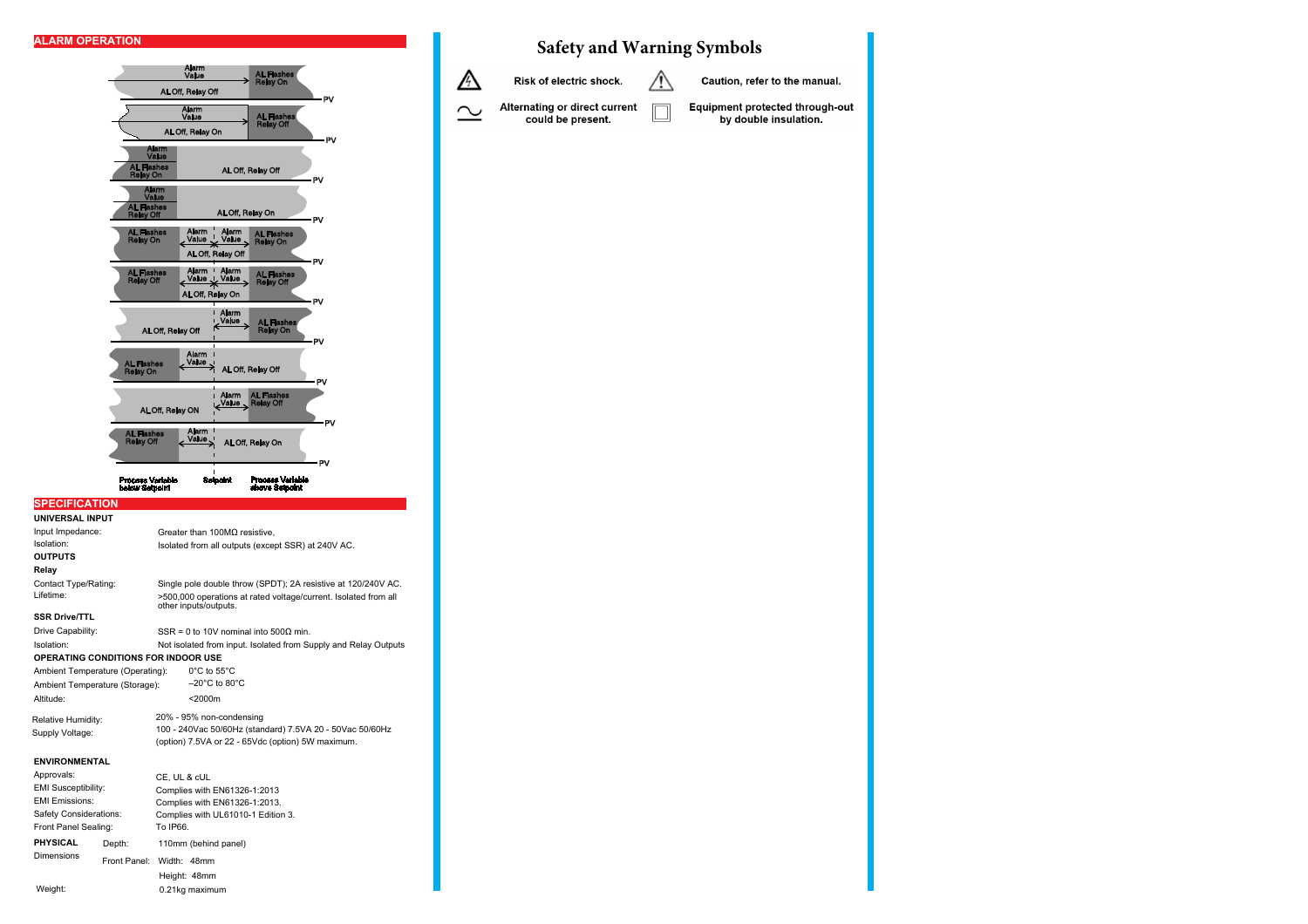## ALARM OPERATION

Alarm Value
AL Flashes Relay On
AL Off, Relay Off
PV

Alarm Value
AL Flashes Relay Off
AL Off, Relay On
PV

Alarm Value
AL Flashes Relay On
AL Off, Relay Off
PV

Alarm Value
AL Flashes Relay Off
AL Off, Relay On
PV

AL Flashes Relay On
Alarm Value
Alarm Value
AL Flashes Relay On
AL Off, Relay Off
PV

AL Flashes Relay Off
Alarm Value
Alarm Value
AL Flashes Relay Off
AL Off, Relay On
PV

Alarm Value
AL Off, Relay Off
AL Flashes Relay On
PV

Alarm Value
AL Flashes Relay On
AL Off, Relay Off
PV

Alarm Value
AL Flashes Relay Off
AL Off, Relay ON
PV

Alarm Value
AL Flashes Relay Off
AL Off, Relay On
PV

Process Variable below Setpoint
Setpoint
Process Variable above Setpoint

## SPECIFICATION

**UNIVERSAL INPUT**

| | |
|---|---|
| Input Impedance: | Greater than 100MΩ resistive, |
| Isolation: | Isolated from all outputs (except SSR) at 240V AC. |

**OUTPUTS**

**Relay**

| | |
|---|---|
| Contact Type/Rating: | Single pole double throw (SPDT); 2A resistive at 120/240V AC. |
| Lifetime: | >500,000 operations at rated voltage/current. Isolated from all other inputs/outputs. |

**SSR Drive/TTL**

| | |
|---|---|
| Drive Capability: | SSR = 0 to 10V nominal into 500Ω min. |
| Isolation: | Not isolated from input. Isolated from Supply and Relay Outputs |

**OPERATING CONDITIONS FOR INDOOR USE**

| | |
|---|---|
| Ambient Temperature (Operating): | 0°C to 55°C |
| Ambient Temperature (Storage): | –20°C to 80°C |
| Altitude: | <2000m |
| Relative Humidity: | 20% - 95% non-condensing |
| Supply Voltage: | 100 - 240Vac 50/60Hz (standard) 7.5VA 20 - 50Vac 50/60Hz (option) 7.5VA or 22 - 65Vdc (option) 5W maximum. |

**ENVIRONMENTAL**

| | |
|---|---|
| Approvals: | CE, UL & cUL |
| EMI Susceptibility: | Complies with EN61326-1:2013 |
| EMI Emissions: | Complies with EN61326-1:2013. |
| Safety Considerations: | Complies with UL61010-1 Edition 3. |
| Front Panel Sealing: | To IP66. |

**PHYSICAL**

| | | |
|---|---|---|
| Dimensions | Depth: | 110mm (behind panel) |
| | Front Panel: | Width: 48mm |
| | | Height: 48mm |
| Weight: | | 0.21kg maximum |

## Safety and Warning Symbols

Risk of electric shock.

Caution, refer to the manual.

Alternating or direct current could be present.

Equipment protected through-out by double insulation.